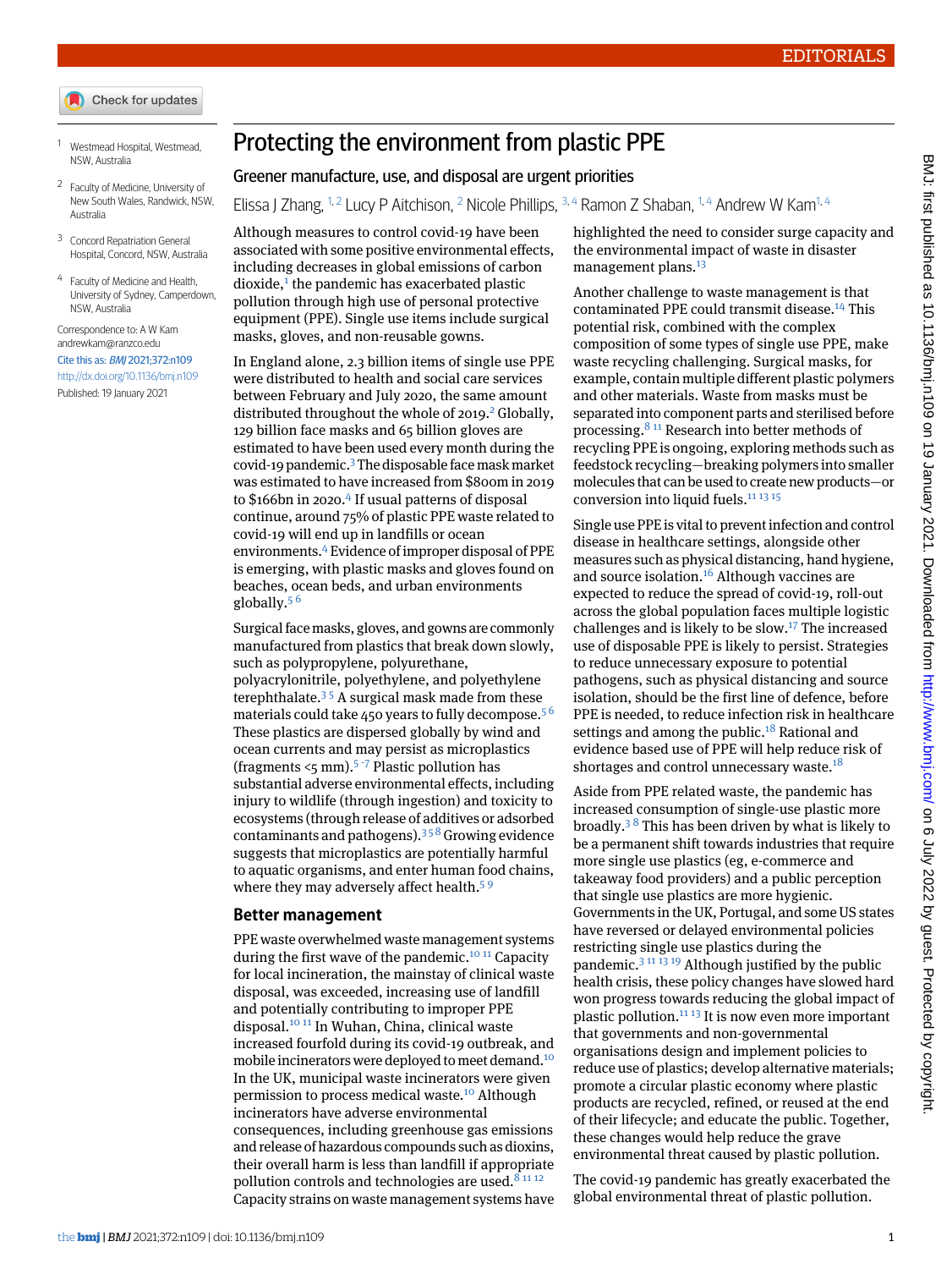EDITORIALS

# Protecting the environment from plastic PPE

## Greener manufacture, use, and disposal are urgent priorities

Elissa J Zhang,[1,2] Lucy P Aitchison,[2] Nicole Phillips,[3,4] Ramon Z Shaban,[1,4] Andrew W Kam[1,4]

[1] Westmead Hospital, Westmead, NSW, Australia

[2] Faculty of Medicine, University of New South Wales, Randwick, NSW, Australia

[3] Concord Repatriation General Hospital, Concord, NSW, Australia

[4] Faculty of Medicine and Health, University of Sydney, Camperdown, NSW, Australia

Correspondence to: A W Kam andrewkam@ranzco.edu

Cite this as: *BMJ* 2021;372:n109

http://dx.doi.org/10.1136/bmj.n109

Published: 19 January 2021

Although measures to control covid-19 have been associated with some positive environmental effects, including decreases in global emissions of carbon dioxide,[1] the pandemic has exacerbated plastic pollution through high use of personal protective equipment (PPE). Single use items include surgical masks, gloves, and non-reusable gowns.

In England alone, 2.3 billion items of single use PPE were distributed to health and social care services between February and July 2020, the same amount distributed throughout the whole of 2019.[2] Globally, 129 billion face masks and 65 billion gloves are estimated to have been used every month during the covid-19 pandemic.[3] The disposable face mask market was estimated to have increased from $800m in 2019 to $166bn in 2020.[4] If usual patterns of disposal continue, around 75% of plastic PPE waste related to covid-19 will end up in landfills or ocean environments.[4] Evidence of improper disposal of PPE is emerging, with plastic masks and gloves found on beaches, ocean beds, and urban environments globally.[5,6]

Surgical face masks, gloves, and gowns are commonly manufactured from plastics that break down slowly, such as polypropylene, polyurethane, polyacrylonitrile, polyethylene, and polyethylene terephthalate.[3,5] A surgical mask made from these materials could take 450 years to fully decompose.[5,6] These plastics are dispersed globally by wind and ocean currents and may persist as microplastics (fragments <5 mm).[5-7] Plastic pollution has substantial adverse environmental effects, including injury to wildlife (through ingestion) and toxicity to ecosystems (through release of additives or adsorbed contaminants and pathogens).[3,5,8] Growing evidence suggests that microplastics are potentially harmful to aquatic organisms, and enter human food chains, where they may adversely affect health.[5,9]

### Better management

PPE waste overwhelmed waste management systems during the first wave of the pandemic.[10,11] Capacity for local incineration, the mainstay of clinical waste disposal, was exceeded, increasing use of landfill and potentially contributing to improper PPE disposal.[10,11] In Wuhan, China, clinical waste increased fourfold during its covid-19 outbreak, and mobile incinerators were deployed to meet demand.[10] In the UK, municipal waste incinerators were given permission to process medical waste.[10] Although incinerators have adverse environmental consequences, including greenhouse gas emissions and release of hazardous compounds such as dioxins, their overall harm is less than landfill if appropriate pollution controls and technologies are used.[8,11,12] Capacity strains on waste management systems have highlighted the need to consider surge capacity and the environmental impact of waste in disaster management plans.[13]

Another challenge to waste management is that contaminated PPE could transmit disease.[14] This potential risk, combined with the complex composition of some types of single use PPE, make waste recycling challenging. Surgical masks, for example, contain multiple different plastic polymers and other materials. Waste from masks must be separated into component parts and sterilised before processing.[8,11] Research into better methods of recycling PPE is ongoing, exploring methods such as feedstock recycling—breaking polymers into smaller molecules that can be used to create new products—or conversion into liquid fuels.[11,13,15]

Single use PPE is vital to prevent infection and control disease in healthcare settings, alongside other measures such as physical distancing, hand hygiene, and source isolation.[16] Although vaccines are expected to reduce the spread of covid-19, roll-out across the global population faces multiple logistic challenges and is likely to be slow.[17] The increased use of disposable PPE is likely to persist. Strategies to reduce unnecessary exposure to potential pathogens, such as physical distancing and source isolation, should be the first line of defence, before PPE is needed, to reduce infection risk in healthcare settings and among the public.[18] Rational and evidence based use of PPE will help reduce risk of shortages and control unnecessary waste.[18]

Aside from PPE related waste, the pandemic has increased consumption of single-use plastic more broadly.[3,8] This has been driven by what is likely to be a permanent shift towards industries that require more single use plastics (eg, e-commerce and takeaway food providers) and a public perception that single use plastics are more hygienic. Governments in the UK, Portugal, and some US states have reversed or delayed environmental policies restricting single use plastics during the pandemic.[3,11,13,19] Although justified by the public health crisis, these policy changes have slowed hard won progress towards reducing the global impact of plastic pollution.[11,13] It is now even more important that governments and non-governmental organisations design and implement policies to reduce use of plastics; develop alternative materials; promote a circular plastic economy where plastic products are recycled, refined, or reused at the end of their lifecycle; and educate the public. Together, these changes would help reduce the grave environmental threat caused by plastic pollution.

The covid-19 pandemic has greatly exacerbated the global environmental threat of plastic pollution.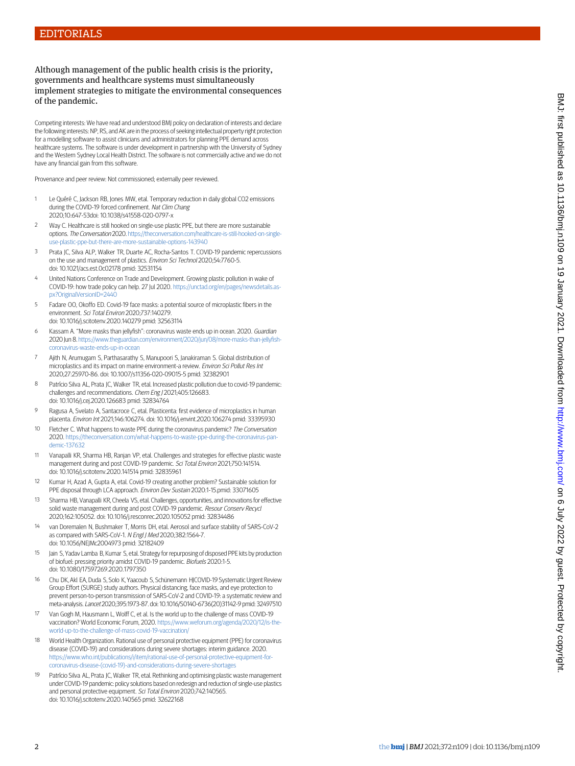Although management of the public health crisis is the priority, governments and healthcare systems must simultaneously implement strategies to mitigate the environmental consequences of the pandemic.

Competing interests: We have read and understood BMJ policy on declaration of interests and declare the following interests: NP, RS, and AK are in the process of seeking intellectual property right protection for a modelling software to assist clinicians and administrators for planning PPE demand across healthcare systems. The software is under development in partnership with the University of Sydney and the Western Sydney Local Health District. The software is not commercially active and we do not have any financial gain from this software.

Provenance and peer review: Not commissioned; externally peer reviewed.

1. Le Quéré C, Jackson RB, Jones MW, etal. Temporary reduction in daily global CO2 emissions during the COVID-19 forced confinement. *Nat Clim Chang* 2020;10:647-53doi: 10.1038/s41558-020-0797-x
2. Way C. Healthcare is still hooked on single-use plastic PPE, but there are more sustainable options. *The Conversation* 2020. https://theconversation.com/healthcare-is-still-hooked-on-single-use-plastic-ppe-but-there-are-more-sustainable-options-143940
3. Prata JC, Silva ALP, Walker TR, Duarte AC, Rocha-Santos T. COVID-19 pandemic repercussions on the use and management of plastics. *Environ Sci Technol* 2020;54:7760-5. doi: 10.1021/acs.est.0c02178 pmid: 32531154
4. United Nations Conference on Trade and Development. Growing plastic pollution in wake of COVID-19: how trade policy can help. 27 Jul 2020. https://unctad.org/en/pages/newsdetails.aspx?OriginalVersionID=2440
5. Fadare OO, Okoffo ED. Covid-19 face masks: a potential source of microplastic fibers in the environment. *Sci Total Environ* 2020;737:140279. doi: 10.1016/j.scitotenv.2020.140279 pmid: 32563114
6. Kassam A. "More masks than jellyfish": coronavirus waste ends up in ocean. 2020. *Guardian* 2020 Jun 8. https://www.theguardian.com/environment/2020/jun/08/more-masks-than-jellyfish-coronavirus-waste-ends-up-in-ocean
7. Ajith N, Arumugam S, Parthasarathy S, Manupoori S, Janakiraman S. Global distribution of microplastics and its impact on marine environment-a review. *Environ Sci Pollut Res Int* 2020;27:25970-86. doi: 10.1007/s11356-020-09015-5 pmid: 32382901
8. Patrício Silva AL, Prata JC, Walker TR, etal. Increased plastic pollution due to covid-19 pandemic: challenges and recommendations. *Chem Eng J* 2021;405:126683. doi: 10.1016/j.cej.2020.126683 pmid: 32834764
9. Ragusa A, Svelato A, Santacroce C, etal. Plasticenta: first evidence of microplastics in human placenta. *Environ Int* 2021;146:106274. doi: 10.1016/j.envint.2020.106274 pmid: 33395930
10. Fletcher C. What happens to waste PPE during the coronavirus pandemic? *The Conversation* 2020. https://theconversation.com/what-happens-to-waste-ppe-during-the-coronavirus-pandemic-137632
11. Vanapalli KR, Sharma HB, Ranjan VP, etal. Challenges and strategies for effective plastic waste management during and post COVID-19 pandemic. *Sci Total Environ* 2021;750:141514. doi: 10.1016/j.scitotenv.2020.141514 pmid: 32835961
12. Kumar H, Azad A, Gupta A, etal. Covid-19 creating another problem? Sustainable solution for PPE disposal through LCA approach. *Environ Dev Sustain* 2020:1-15.pmid: 33071605
13. Sharma HB, Vanapalli KR, Cheela VS, etal. Challenges, opportunities, and innovations for effective solid waste management during and post COVID-19 pandemic. *Resour Conserv Recycl* 2020;162:105052. doi: 10.1016/j.resconrec.2020.105052 pmid: 32834486
14. van Doremalen N, Bushmaker T, Morris DH, etal. Aerosol and surface stability of SARS-CoV-2 as compared with SARS-CoV-1. *N Engl J Med* 2020;382:1564-7. doi: 10.1056/NEJMc2004973 pmid: 32182409
15. Jain S, Yadav Lamba B, Kumar S, etal. Strategy for repurposing of disposed PPE kits by production of biofuel: pressing priority amidst COVID-19 pandemic. *Biofuels* 2020:1-5. doi: 10.1080/17597269.2020.1797350
16. Chu DK, Akl EA, Duda S, Solo K, Yaacoub S, Schünemann HJCOVID-19 Systematic Urgent Review Group Effort (SURGE) study authors. Physical distancing, face masks, and eye protection to prevent person-to-person transmission of SARS-CoV-2 and COVID-19: a systematic review and meta-analysis. *Lancet* 2020;395:1973-87. doi: 10.1016/S0140-6736(20)31142-9 pmid: 32497510
17. Van Gogh M, Hausmann L, Wolff C, et al. Is the world up to the challenge of mass COVID-19 vaccination? World Economic Forum, 2020. https://www.weforum.org/agenda/2020/12/is-the-world-up-to-the-challenge-of-mass-covid-19-vaccination/
18. World Health Organization. Rational use of personal protective equipment (PPE) for coronavirus disease (COVID-19) and considerations during severe shortages: interim guidance. 2020. https://www.who.int/publications/i/item/rational-use-of-personal-protective-equipment-for-coronavirus-disease-(covid-19)-and-considerations-during-severe-shortages
19. Patrício Silva AL, Prata JC, Walker TR, etal. Rethinking and optimising plastic waste management under COVID-19 pandemic: policy solutions based on redesign and reduction of single-use plastics and personal protective equipment. *Sci Total Environ* 2020;742:140565. doi: 10.1016/j.scitotenv.2020.140565 pmid: 32622168